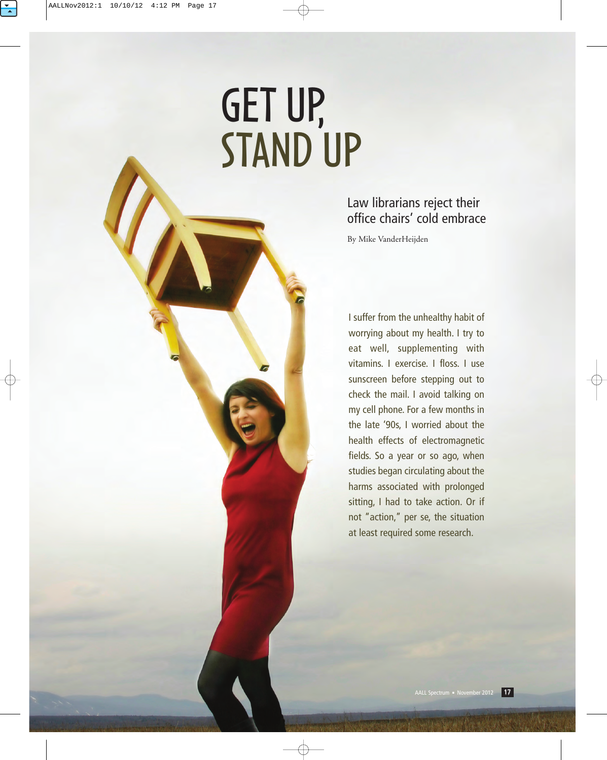# GET UP, STAND UP

## Law librarians reject their office chairs' cold embrace

By Mike VanderHeijden

I suffer from the unhealthy habit of worrying about my health. I try to eat well, supplementing with vitamins. I exercise. I floss. I use sunscreen before stepping out to check the mail. I avoid talking on my cell phone. For a few months in the late '90s, I worried about the health effects of electromagnetic fields. So a year or so ago, when studies began circulating about the harms associated with prolonged sitting, I had to take action. Or if not "action," per se, the situation at least required some research.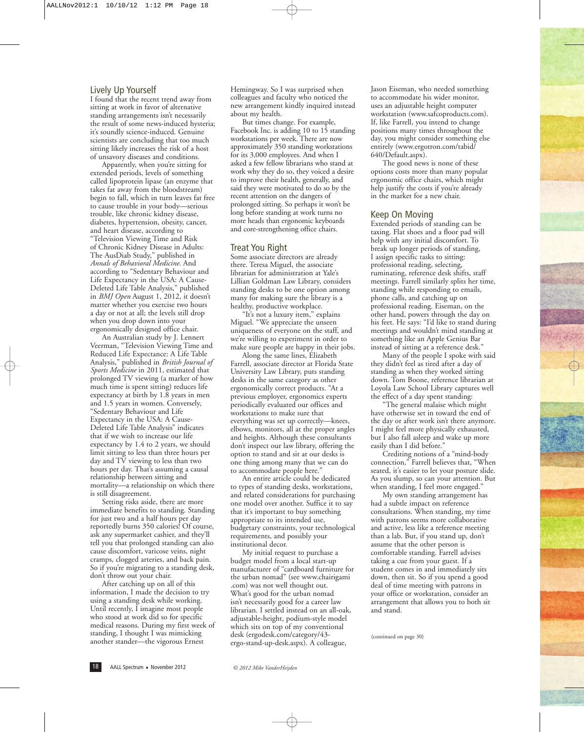## Lively Up Yourself

I found that the recent trend away from sitting at work in favor of alternative standing arrangements isn't necessarily the result of some news-induced hysteria; it's soundly science-induced. Genuine scientists are concluding that too much sitting likely increases the risk of a host of unsavory diseases and conditions.

Apparently, when you're sitting for extended periods, levels of something called lipoprotein lipase (an enzyme that takes fat away from the bloodstream) begin to fall, which in turn leaves fat free to cause trouble in your body—serious trouble, like chronic kidney disease, diabetes, hypertension, obesity, cancer, and heart disease, according to "Television Viewing Time and Risk of Chronic Kidney Disease in Adults: The AusDiab Study," published in *Annals of Behavioral Medicine*. And according to "Sedentary Behaviour and Life Expectancy in the USA: A Cause-Deleted Life Table Analysis," published in *BMJ Open* August 1, 2012, it doesn't matter whether you exercise two hours a day or not at all; the levels still drop when you drop down into your ergonomically designed office chair.

An Australian study by J. Lennert Veerman, "Television Viewing Time and Reduced Life Expectance: A Life Table Analysis," published in *British Journal of Sports Medicine* in 2011, estimated that prolonged TV viewing (a marker of how much time is spent sitting) reduces life expectancy at birth by 1.8 years in men and 1.5 years in women. Conversely, "Sedentary Behaviour and Life Expectancy in the USA: A Cause-Deleted Life Table Analysis" indicates that if we wish to increase our life expectancy by 1.4 to 2 years, we should limit sitting to less than three hours per day and TV viewing to less than two hours per day. That's assuming a causal relationship between sitting and mortality—a relationship on which there is still disagreement.

Setting risks aside, there are more immediate benefits to standing. Standing for just two and a half hours per day reportedly burns 350 calories! Of course, ask any supermarket cashier, and they'll tell you that prolonged standing can also cause discomfort, varicose veins, night cramps, clogged arteries, and back pain. So if you're migrating to a standing desk, don't throw out your chair.

After catching up on all of this information, I made the decision to try using a standing desk while working. Until recently, I imagine most people who stood at work did so for specific medical reasons. During my first week of standing, I thought I was mimicking another stander—the vigorous Ernest Hemingway. So I was surprised when colleagues and faculty who noticed the new arrangement kindly inquired instead about my health.

But times change. For example, Facebook Inc. is adding 10 to 15 standing workstations per week. There are now approximately 350 standing workstations for its 3,000 employees. And when I asked a few fellow librarians who stand at work why they do so, they voiced a desire to improve their health, generally, and said they were motivated to do so by the recent attention on the dangers of prolonged sitting. So perhaps it won't be long before standing at work turns no more heads than ergonomic keyboards and core-strengthening office chairs.

## Treat You Right

Some associate directors are already there. Teresa Miguel, the associate librarian for administration at Yale's Lillian Goldman Law Library, considers standing desks to be one option among many for making sure the library is a healthy, productive workplace.

"It's not a luxury item," explains Miguel. "We appreciate the unseen uniqueness of everyone on the staff, and we're willing to experiment in order to make sure people are happy in their jobs."

Along the same lines, Elizabeth Farrell, associate director at Florida State University Law Library, puts standing desks in the same category as other ergonomically correct products. "At a previous employer, ergonomics experts periodically evaluated our offices and workstations to make sure that everything was set up correctly—knees, elbows, monitors, all at the proper angles and heights. Although these consultants don't inspect our law library, offering the option to stand and sit at our desks is one thing among many that we can do to accommodate people here."

An entire article could be dedicated to types of standing desks, workstations, and related considerations for purchasing one model over another. Suffice it to say that it's important to buy something appropriate to its intended use, budgetary constraints, your technological requirements, and possibly your institutional decor.

My initial request to purchase a budget model from a local start-up manufacturer of "cardboard furniture for the urban nomad" (see www.chairigami.com) was not well thought out. What's good for the urban nomad isn't necessarily good for a career law librarian. I settled instead on an all-oak, adjustable-height, podium-style model which sits on top of my conventional desk (ergodesk.com/category/43-ergo-stand-up-desk.aspx). A colleague, Jason Eiseman, who needed something to accommodate his wider monitor, uses an adjustable height computer workstation (www.safcoproducts.com). If, like Farrell, you intend to change positions many times throughout the day, you might consider something else entirely (www.ergotron.com/tabid/640/Default.aspx).

The good news is none of these options costs more than many popular ergonomic office chairs, which might help justify the costs if you're already in the market for a new chair.

## Keep On Moving

Extended periods of standing can be taxing. Flat shoes and a floor pad will help with any initial discomfort. To break up longer periods of standing, I assign specific tasks to sitting: professional reading, selecting, ruminating, reference desk shifts, staff meetings. Farrell similarly splits her time, standing while responding to emails, phone calls, and catching up on professional reading. Eiseman, on the other hand, powers through the day on his feet. He says: "I'd like to stand during meetings and wouldn't mind standing at something like an Apple Genius Bar instead of sitting at a reference desk."

Many of the people I spoke with said they didn't feel as tired after a day of standing as when they worked sitting down. Tom Boone, reference librarian at Loyola Law School Library captures well the effect of a day spent standing:

"The general malaise which might have otherwise set in toward the end of the day or after work isn't there anymore. I might feel more physically exhausted, but I also fall asleep and wake up more easily than I did before."

Crediting notions of a "mind-body connection," Farrell believes that, "When seated, it's easier to let your posture slide. As you slump, so can your attention. But when standing, I feel more engaged."

My own standing arrangement has had a subtle impact on reference consultations. When standing, my time with patrons seems more collaborative and active, less like a reference meeting than a lab. But, if you stand up, don't assume that the other person is comfortable standing. Farrell advises taking a cue from your guest. If a student comes in and immediately sits down, then sit. So if you spend a good deal of time meeting with patrons in your office or workstation, consider an arrangement that allows you to both sit and stand.

(continued on page 30)

*© 2012 Mike VanderHeijden*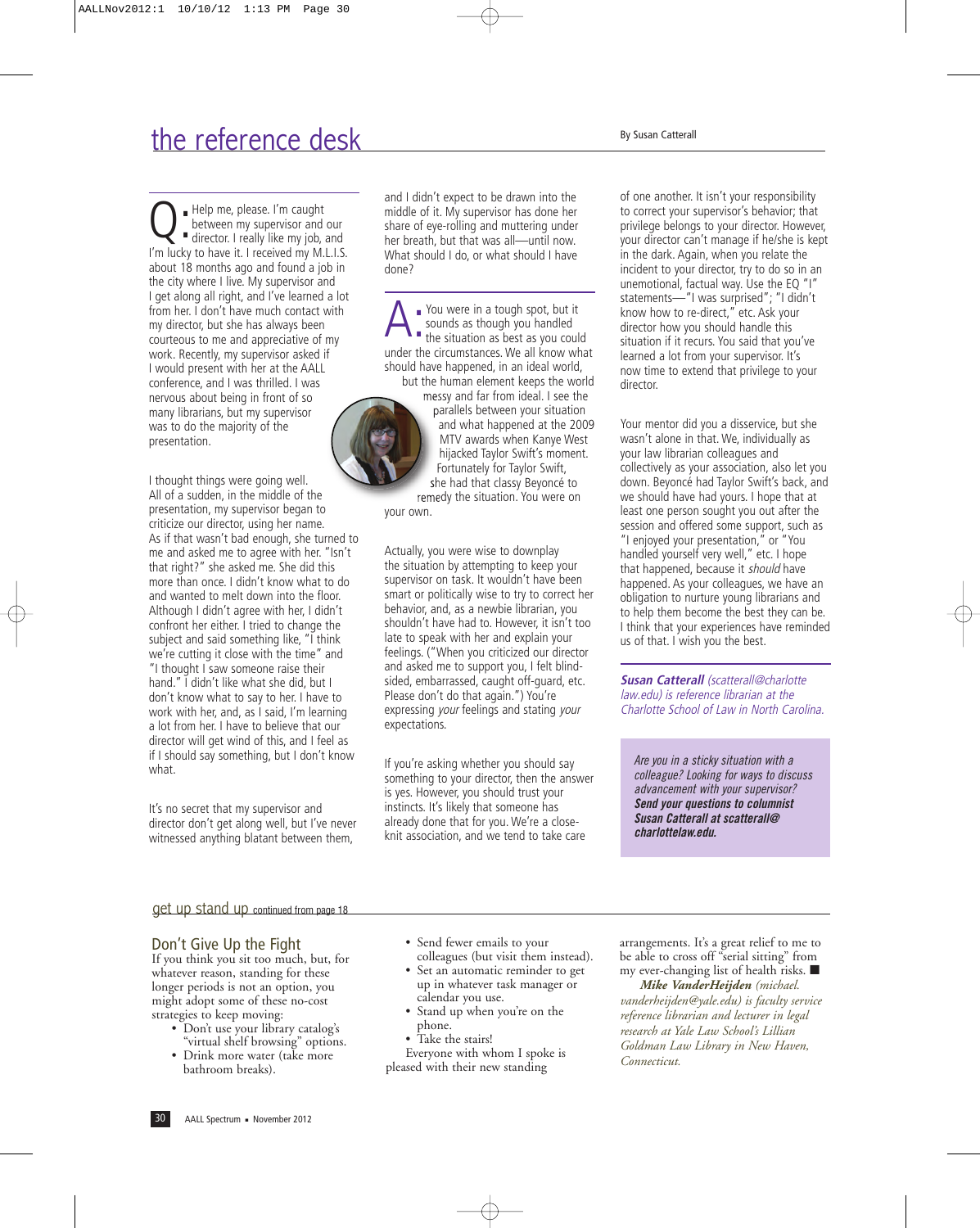# the reference desk

By Susan Catterall

**Q:** Help me, please. I'm caught between my supervisor and our director. I really like my job, and I'm lucky to have it. I received my M.L.I.S. about 18 months ago and found a job in the city where I live. My supervisor and I get along all right, and I've learned a lot from her. I don't have much contact with my director, but she has always been courteous to me and appreciative of my work. Recently, my supervisor asked if I would present with her at the AALL conference, and I was thrilled. I was nervous about being in front of so many librarians, but my supervisor was to do the majority of the presentation.

I thought things were going well. All of a sudden, in the middle of the presentation, my supervisor began to criticize our director, using her name. As if that wasn't bad enough, she turned to me and asked me to agree with her. "Isn't that right?" she asked me. She did this more than once. I didn't know what to do and wanted to melt down into the floor. Although I didn't agree with her, I didn't confront her either. I tried to change the subject and said something like, "I think we're cutting it close with the time" and "I thought I saw someone raise their hand." I didn't like what she did, but I don't know what to say to her. I have to work with her, and, as I said, I'm learning a lot from her. I have to believe that our director will get wind of this, and I feel as if I should say something, but I don't know what.

It's no secret that my supervisor and director don't get along well, but I've never witnessed anything blatant between them, and I didn't expect to be drawn into the middle of it. My supervisor has done her share of eye-rolling and muttering under her breath, but that was all—until now. What should I do, or what should I have done?

**A:** You were in a tough spot, but it sounds as though you handled the situation as best as you could under the circumstances. We all know what should have happened, in an ideal world, but the human element keeps the world messy and far from ideal. I see the parallels between your situation and what happened at the 2009 MTV awards when Kanye West hijacked Taylor Swift's moment. Fortunately for Taylor Swift, she had that classy Beyoncé to remedy the situation. You were on your own.

Actually, you were wise to downplay the situation by attempting to keep your supervisor on task. It wouldn't have been smart or politically wise to try to correct her behavior, and, as a newbie librarian, you shouldn't have had to. However, it isn't too late to speak with her and explain your feelings. ("When you criticized our director and asked me to support you, I felt blind-sided, embarrassed, caught off-guard, etc. Please don't do that again.") You're expressing *your* feelings and stating *your* expectations.

If you're asking whether you should say something to your director, then the answer is yes. However, you should trust your instincts. It's likely that someone has already done that for you. We're a close-knit association, and we tend to take care of one another. It isn't your responsibility to correct your supervisor's behavior; that privilege belongs to your director. However, your director can't manage if he/she is kept in the dark. Again, when you relate the incident to your director, try to do so in an unemotional, factual way. Use the EQ "I" statements—"I was surprised"; "I didn't know how to re-direct," etc. Ask your director how you should handle this situation if it recurs. You said that you've learned a lot from your supervisor. It's now time to extend that privilege to your director.

Your mentor did you a disservice, but she wasn't alone in that. We, individually as your law librarian colleagues and collectively as your association, also let you down. Beyoncé had Taylor Swift's back, and we should have had yours. I hope that at least one person sought you out after the session and offered some support, such as "I enjoyed your presentation," or "You handled yourself very well," etc. I hope that happened, because it *should* have happened. As your colleagues, we have an obligation to nurture young librarians and to help them become the best they can be. I think that your experiences have reminded us of that. I wish you the best.

***Susan Catterall*** *(scatterall@charlottelaw.edu) is reference librarian at the Charlotte School of Law in North Carolina.*

*Are you in a sticky situation with a colleague? Looking for ways to discuss advancement with your supervisor?* ***Send your questions to columnist Susan Catterall at scatterall@charlottelaw.edu.***

---

get up stand up continued from page 18

## Don't Give Up the Fight

If you think you sit too much, but, for whatever reason, standing for these longer periods is not an option, you might adopt some of these no-cost strategies to keep moving:

- Don't use your library catalog's "virtual shelf browsing" options.
- Drink more water (take more bathroom breaks).
- Send fewer emails to your colleagues (but visit them instead).
- Set an automatic reminder to get up in whatever task manager or calendar you use.
- Stand up when you're on the phone.
- Take the stairs!

Everyone with whom I spoke is pleased with their new standing arrangements. It's a great relief to me to be able to cross off "serial sitting" from my ever-changing list of health risks. ■

***Mike VanderHeijden*** *(michael.vanderheijden@yale.edu) is faculty service reference librarian and lecturer in legal research at Yale Law School's Lillian Goldman Law Library in New Haven, Connecticut.*